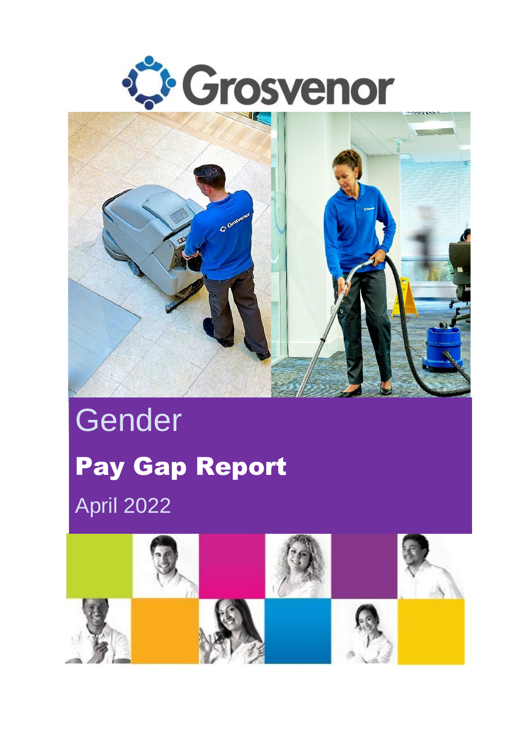# Grosvenor

# Gender

## Pay Gap Report

April 2022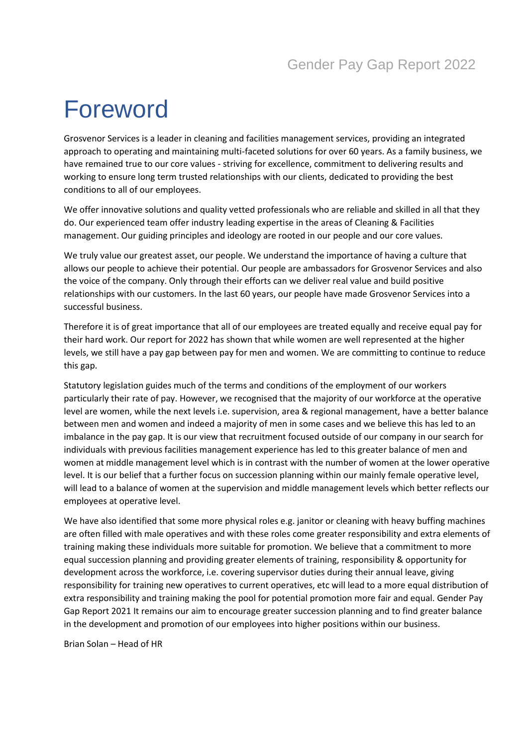# Foreword

Grosvenor Services is a leader in cleaning and facilities management services, providing an integrated approach to operating and maintaining multi-faceted solutions for over 60 years. As a family business, we have remained true to our core values - striving for excellence, commitment to delivering results and working to ensure long term trusted relationships with our clients, dedicated to providing the best conditions to all of our employees.

We offer innovative solutions and quality vetted professionals who are reliable and skilled in all that they do. Our experienced team offer industry leading expertise in the areas of Cleaning & Facilities management. Our guiding principles and ideology are rooted in our people and our core values.

We truly value our greatest asset, our people. We understand the importance of having a culture that allows our people to achieve their potential. Our people are ambassadors for Grosvenor Services and also the voice of the company. Only through their efforts can we deliver real value and build positive relationships with our customers. In the last 60 years, our people have made Grosvenor Services into a successful business.

Therefore it is of great importance that all of our employees are treated equally and receive equal pay for their hard work. Our report for 2022 has shown that while women are well represented at the higher levels, we still have a pay gap between pay for men and women. We are committing to continue to reduce this gap.

Statutory legislation guides much of the terms and conditions of the employment of our workers particularly their rate of pay. However, we recognised that the majority of our workforce at the operative level are women, while the next levels i.e. supervision, area & regional management, have a better balance between men and women and indeed a majority of men in some cases and we believe this has led to an imbalance in the pay gap. It is our view that recruitment focused outside of our company in our search for individuals with previous facilities management experience has led to this greater balance of men and women at middle management level which is in contrast with the number of women at the lower operative level. It is our belief that a further focus on succession planning within our mainly female operative level, will lead to a balance of women at the supervision and middle management levels which better reflects our employees at operative level.

We have also identified that some more physical roles e.g. janitor or cleaning with heavy buffing machines are often filled with male operatives and with these roles come greater responsibility and extra elements of training making these individuals more suitable for promotion. We believe that a commitment to more equal succession planning and providing greater elements of training, responsibility & opportunity for development across the workforce, i.e. covering supervisor duties during their annual leave, giving responsibility for training new operatives to current operatives, etc will lead to a more equal distribution of extra responsibility and training making the pool for potential promotion more fair and equal. Gender Pay Gap Report 2021 It remains our aim to encourage greater succession planning and to find greater balance in the development and promotion of our employees into higher positions within our business.

Brian Solan – Head of HR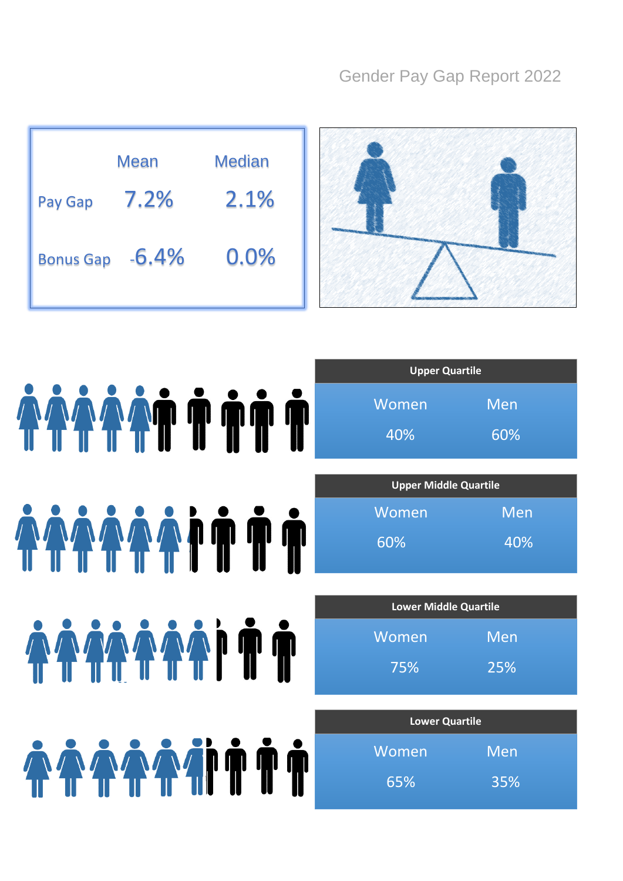# Gender Pay Gap Report 2022

| | Mean | Median |
| --- | --- | --- |
| Pay Gap | 7.2% | 2.1% |
| Bonus Gap | -6.4% | 0.0% |

| Upper Quartile | |
| --- | --- |
| Women | Men |
| 40% | 60% |

| Upper Middle Quartile | |
| --- | --- |
| Women | Men |
| 60% | 40% |

| Lower Middle Quartile | |
| --- | --- |
| Women | Men |
| 75% | 25% |

| Lower Quartile | |
| --- | --- |
| Women | Men |
| 65% | 35% |